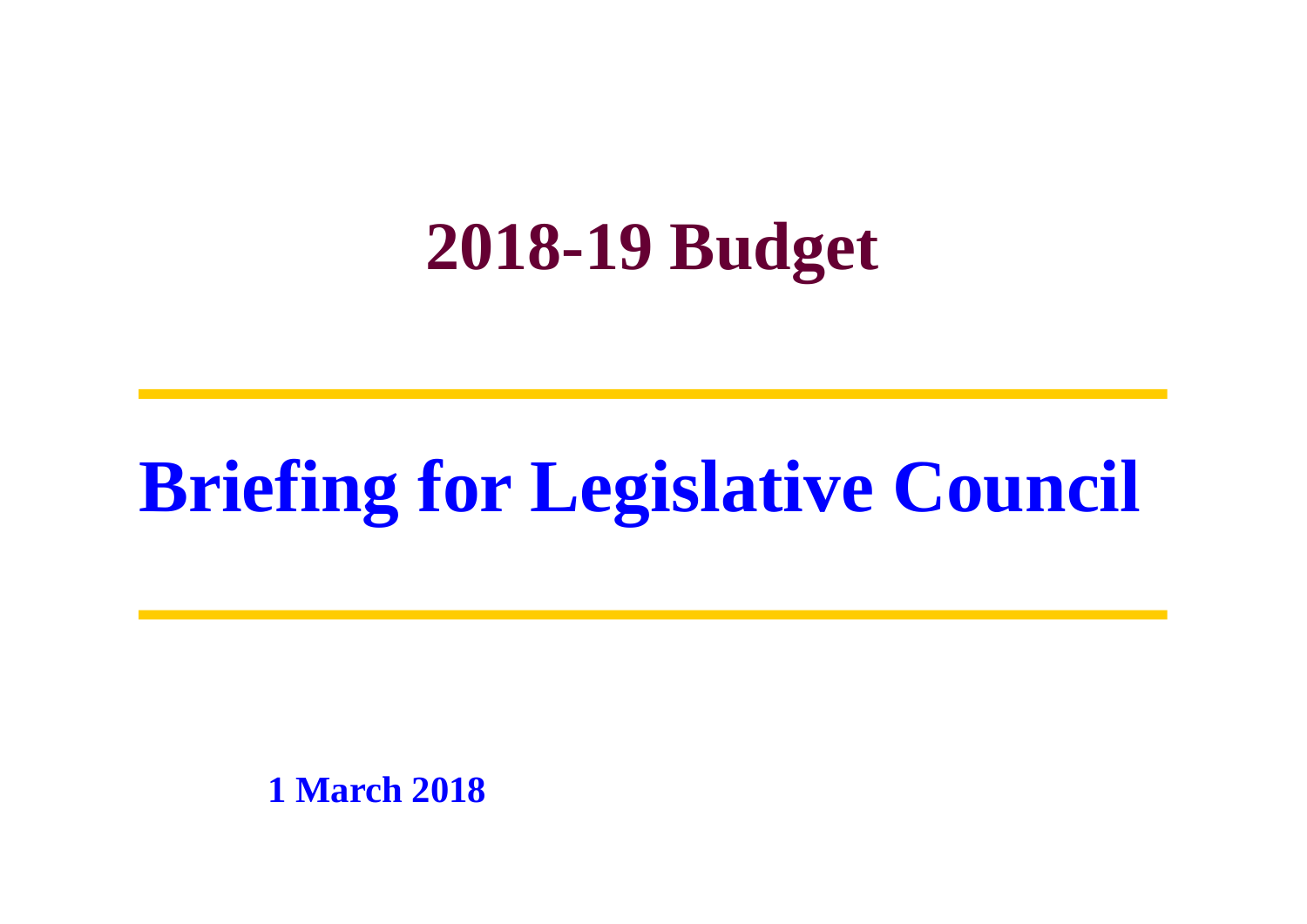# 2018-19 Budget

---

# Briefing for Legislative Council

---

**1 March 2018**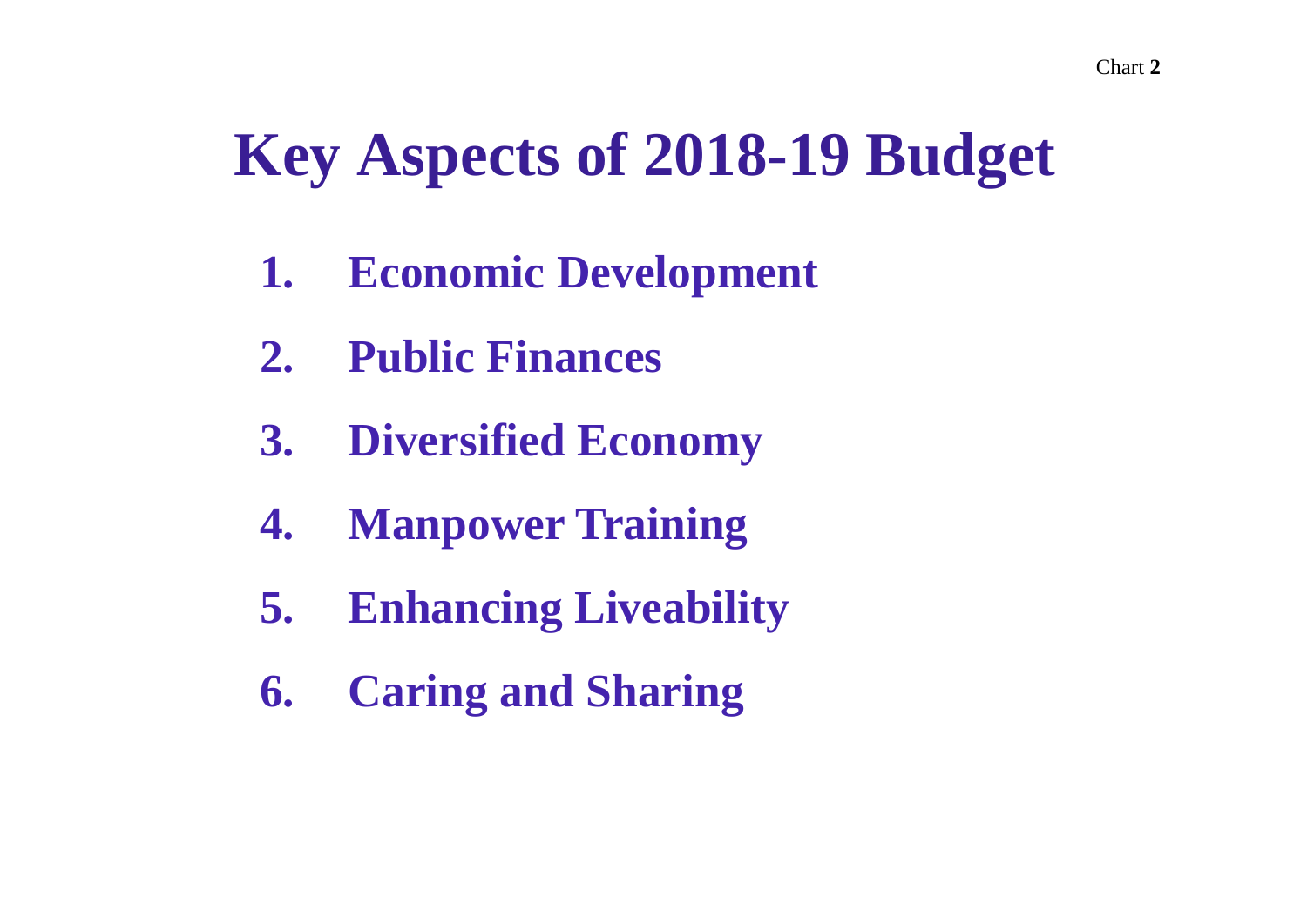Chart **2**

# Key Aspects of 2018-19 Budget

1. **Economic Development**
2. **Public Finances**
3. **Diversified Economy**
4. **Manpower Training**
5. **Enhancing Liveability**
6. **Caring and Sharing**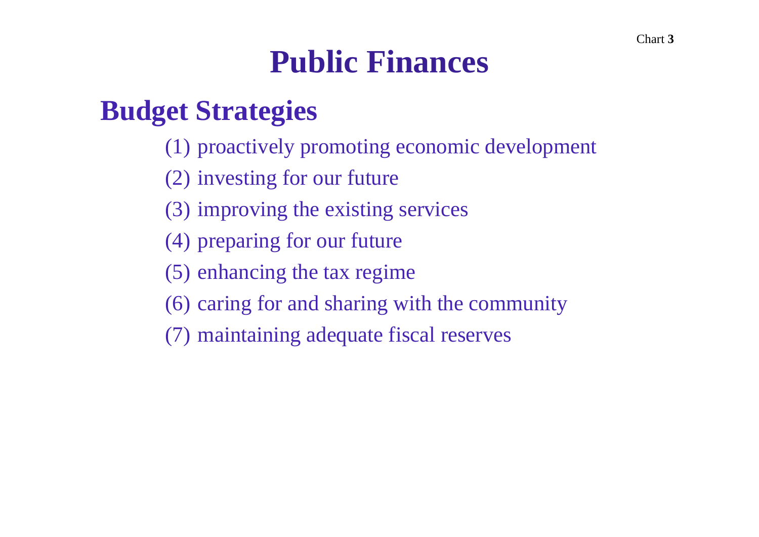# Public Finances

## Budget Strategies

(1) proactively promoting economic development

(2) investing for our future

(3) improving the existing services

(4) preparing for our future

(5) enhancing the tax regime

(6) caring for and sharing with the community

(7) maintaining adequate fiscal reserves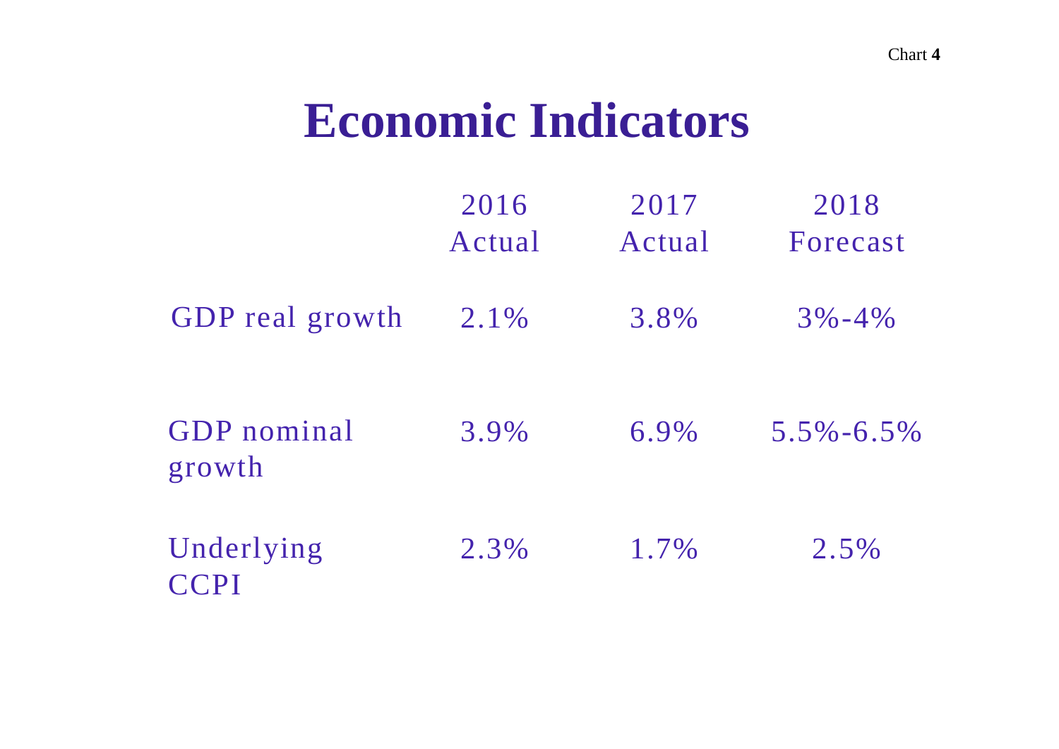Chart **4**

# Economic Indicators

| | 2016 Actual | 2017 Actual | 2018 Forecast |
|---|---|---|---|
| GDP real growth | 2.1% | 3.8% | 3%-4% |
| GDP nominal growth | 3.9% | 6.9% | 5.5%-6.5% |
| Underlying CCPI | 2.3% | 1.7% | 2.5% |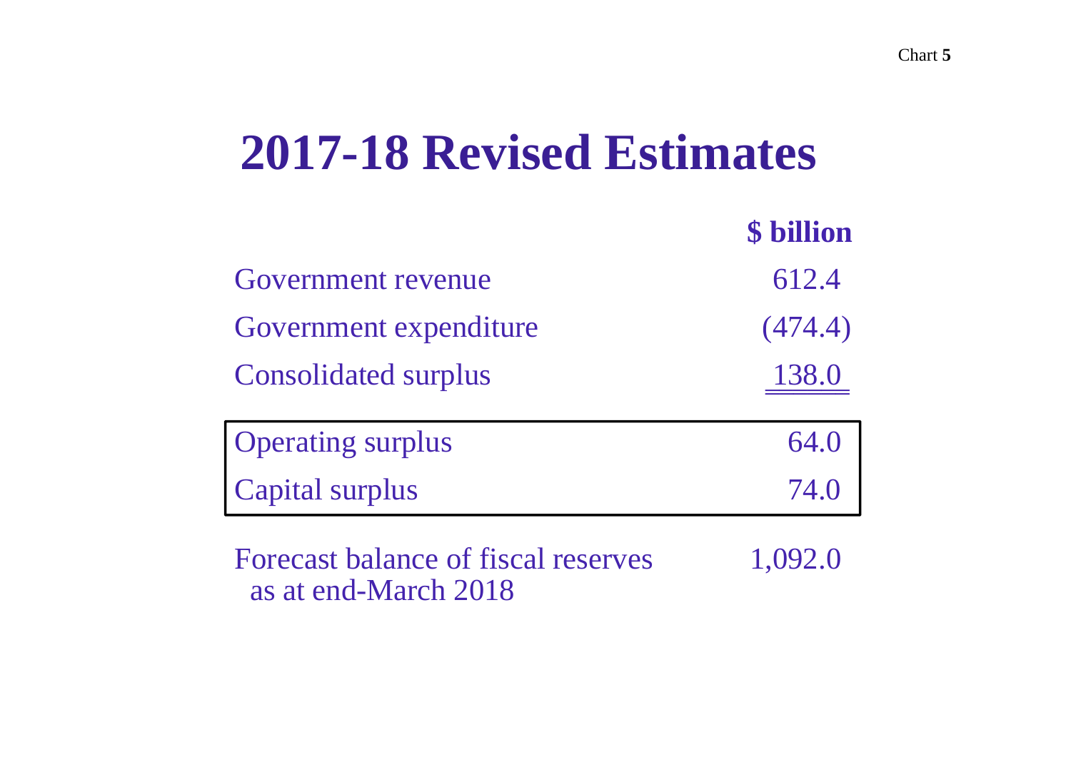# 2017-18 Revised Estimates

| | $ billion |
|---|---|
| Government revenue | 612.4 |
| Government expenditure | (474.4) |
| Consolidated surplus | 138.0 |
| Operating surplus | 64.0 |
| Capital surplus | 74.0 |
| Forecast balance of fiscal reserves as at end-March 2018 | 1,092.0 |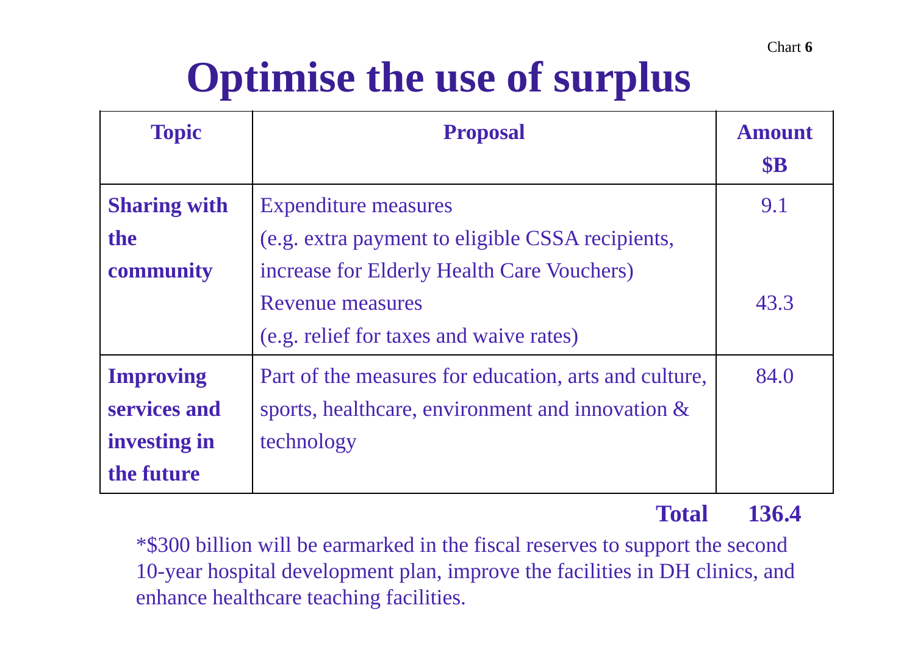Chart **6**

# Optimise the use of surplus

| Topic | Proposal | Amount $B |
|---|---|---|
| **Sharing with the community** | Expenditure measures (e.g. extra payment to eligible CSSA recipients, increase for Elderly Health Care Vouchers) | 9.1 |
| | Revenue measures (e.g. relief for taxes and waive rates) | 43.3 |
| **Improving services and investing in the future** | Part of the measures for education, arts and culture, sports, healthcare, environment and innovation & technology | 84.0 |
| | **Total** | **136.4** |

*$300 billion will be earmarked in the fiscal reserves to support the second 10-year hospital development plan, improve the facilities in DH clinics, and enhance healthcare teaching facilities.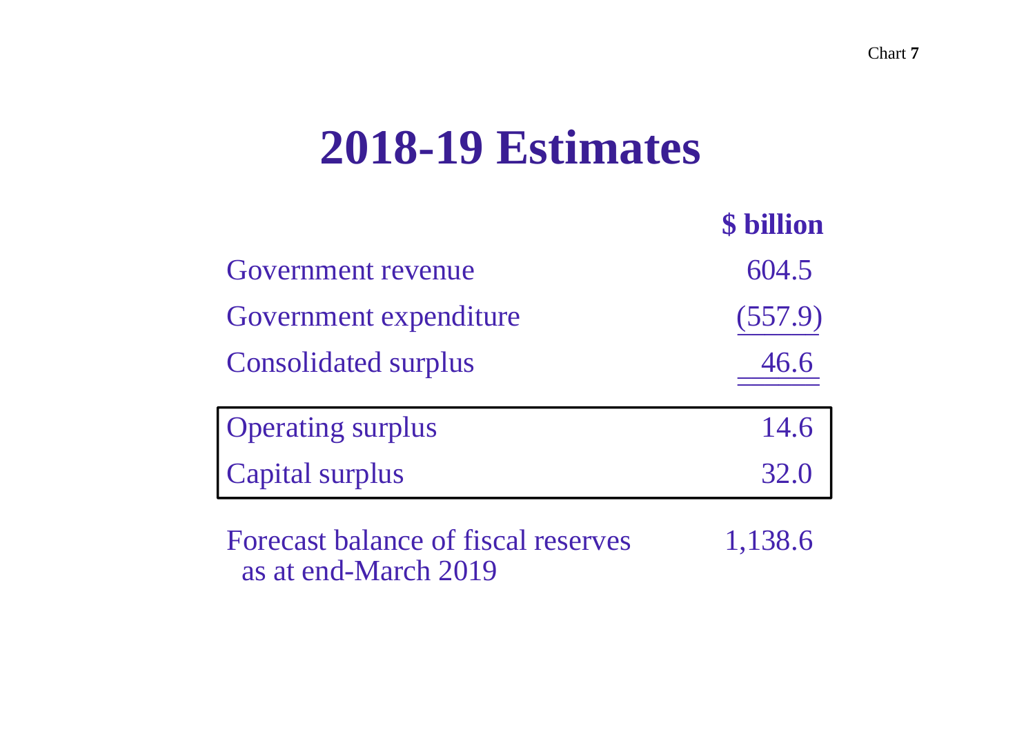# 2018-19 Estimates

| | $ billion |
|---|---|
| Government revenue | 604.5 |
| Government expenditure | (557.9) |
| Consolidated surplus | 46.6 |
| Operating surplus | 14.6 |
| Capital surplus | 32.0 |
| Forecast balance of fiscal reserves as at end-March 2019 | 1,138.6 |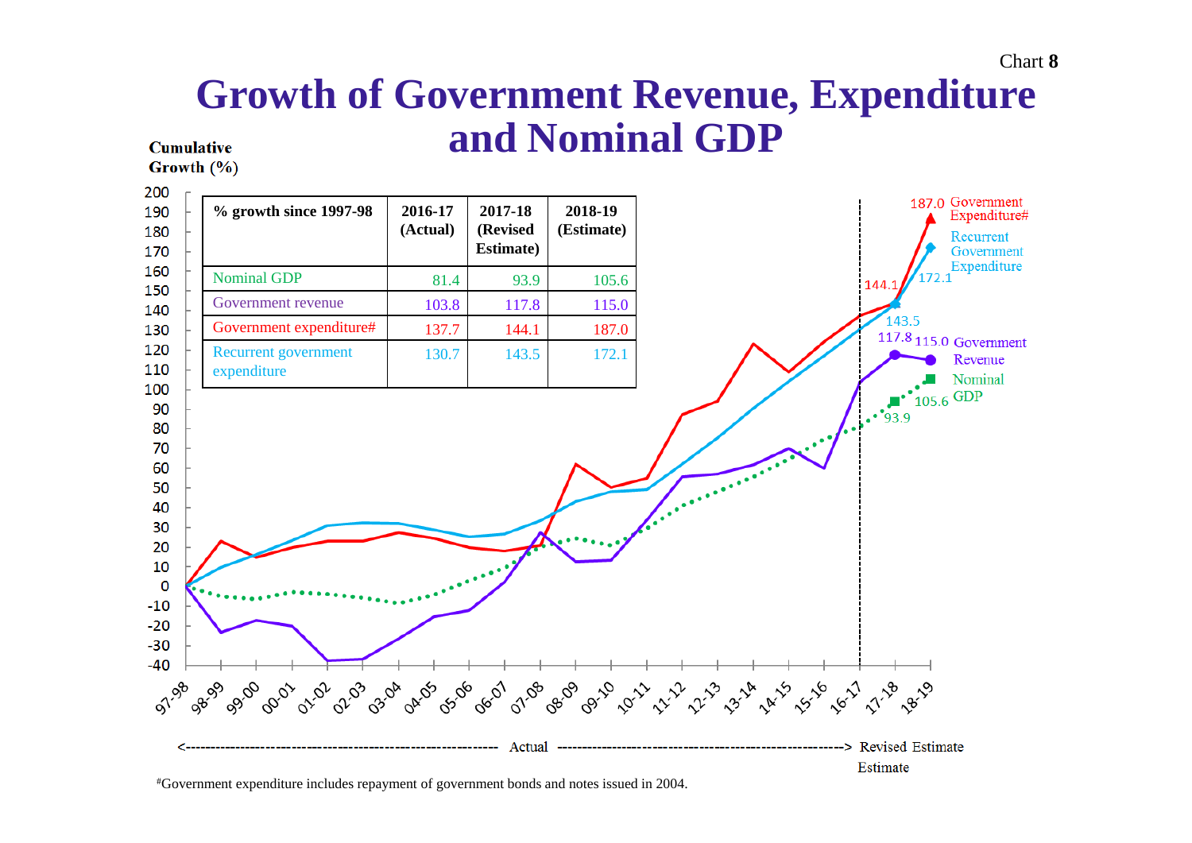Chart **8**

# Growth of Government Revenue, Expenditure and Nominal GDP

| % growth since 1997-98 | 2016-17 (Actual) | 2017-18 (Revised Estimate) | 2018-19 (Estimate) |
|---|---|---|---|
| Nominal GDP | 81.4 | 93.9 | 105.6 |
| Government revenue | 103.8 | 117.8 | 115.0 |
| Government expenditure# | 137.7 | 144.1 | 187.0 |
| Recurrent government expenditure | 130.7 | 143.5 | 172.1 |

Cumulative Growth (%)

<-------- Actual --------> Revised Estimate / Estimate

#Government expenditure includes repayment of government bonds and notes issued in 2004.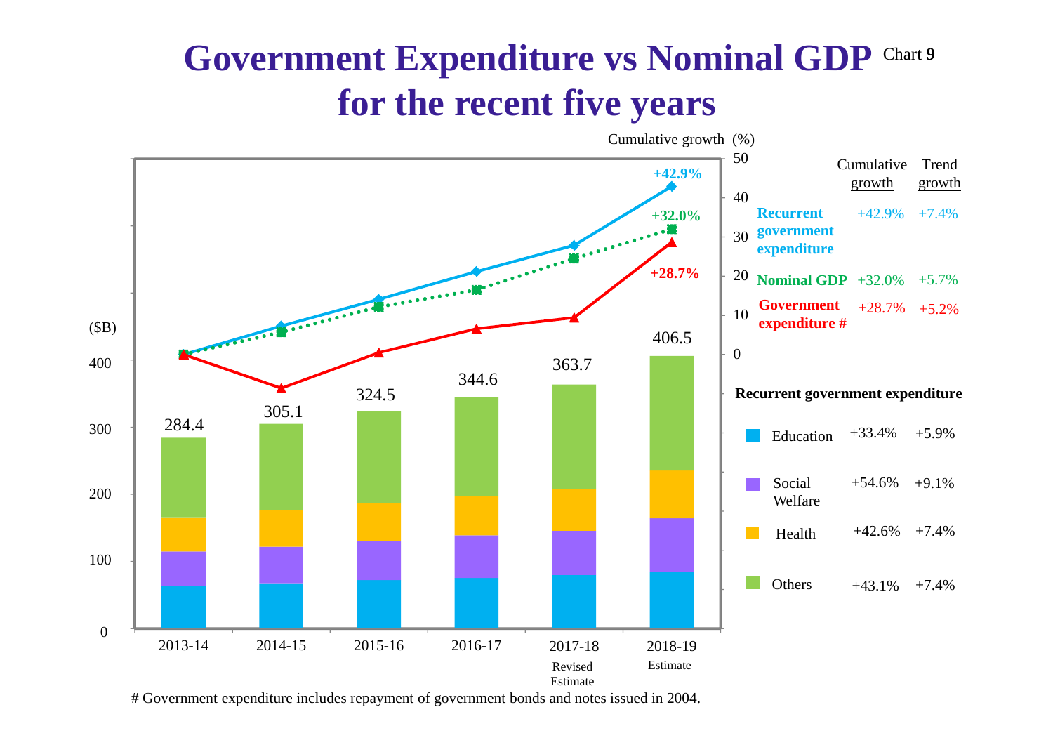# Government Expenditure vs Nominal GDP for the recent five years

Chart **9**

Cumulative growth (%)

($B)

| | 2013-14 | 2014-15 | 2015-16 | 2016-17 | 2017-18 Revised Estimate | 2018-19 Estimate |
|---|---|---|---|---|---|---|
| Total recurrent government expenditure ($B) | 284.4 | 305.1 | 324.5 | 344.6 | 363.7 | 406.5 |

| | Cumulative growth | Trend growth |
|---|---|---|
| Recurrent government expenditure | +42.9% | +7.4% |
| Nominal GDP | +32.0% | +5.7% |
| Government expenditure # | +28.7% | +5.2% |

**Recurrent government expenditure**

| | Cumulative growth | Trend growth |
|---|---|---|
| Education | +33.4% | +5.9% |
| Social Welfare | +54.6% | +9.1% |
| Health | +42.6% | +7.4% |
| Others | +43.1% | +7.4% |

# Government expenditure includes repayment of government bonds and notes issued in 2004.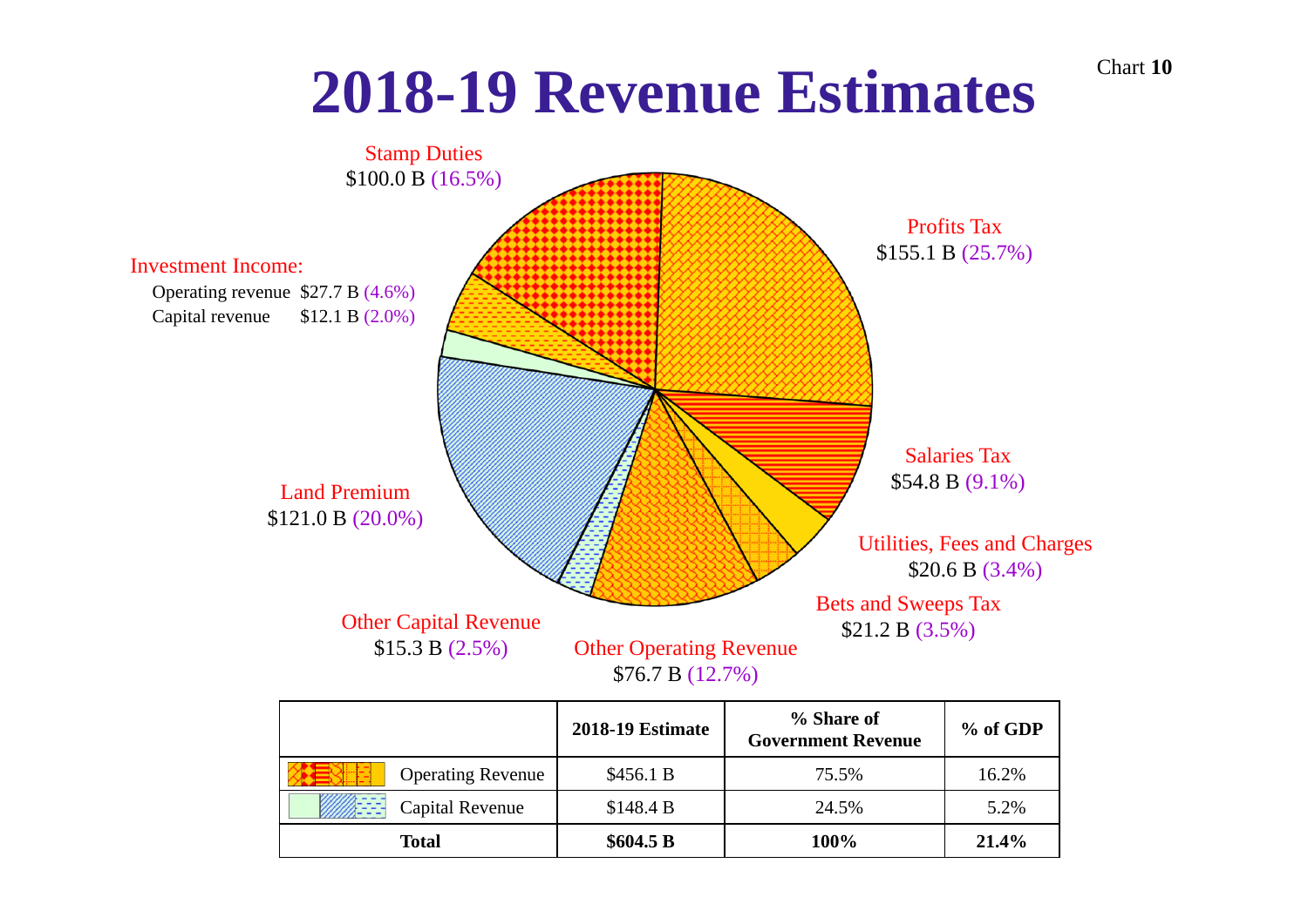Chart **10**

# 2018-19 Revenue Estimates

Stamp Duties
$100.0 B (16.5%)

Profits Tax
$155.1 B (25.7%)

Investment Income:
Operating revenue $27.7 B (4.6%)
Capital revenue $12.1 B (2.0%)

Salaries Tax
$54.8 B (9.1%)

Land Premium
$121.0 B (20.0%)

Utilities, Fees and Charges
$20.6 B (3.4%)

Bets and Sweeps Tax
$21.2 B (3.5%)

Other Capital Revenue
$15.3 B (2.5%)

Other Operating Revenue
$76.7 B (12.7%)

| | 2018-19 Estimate | % Share of Government Revenue | % of GDP |
|---|---|---|---|
| Operating Revenue | $456.1 B | 75.5% | 16.2% |
| Capital Revenue | $148.4 B | 24.5% | 5.2% |
| **Total** | **$604.5 B** | **100%** | **21.4%** |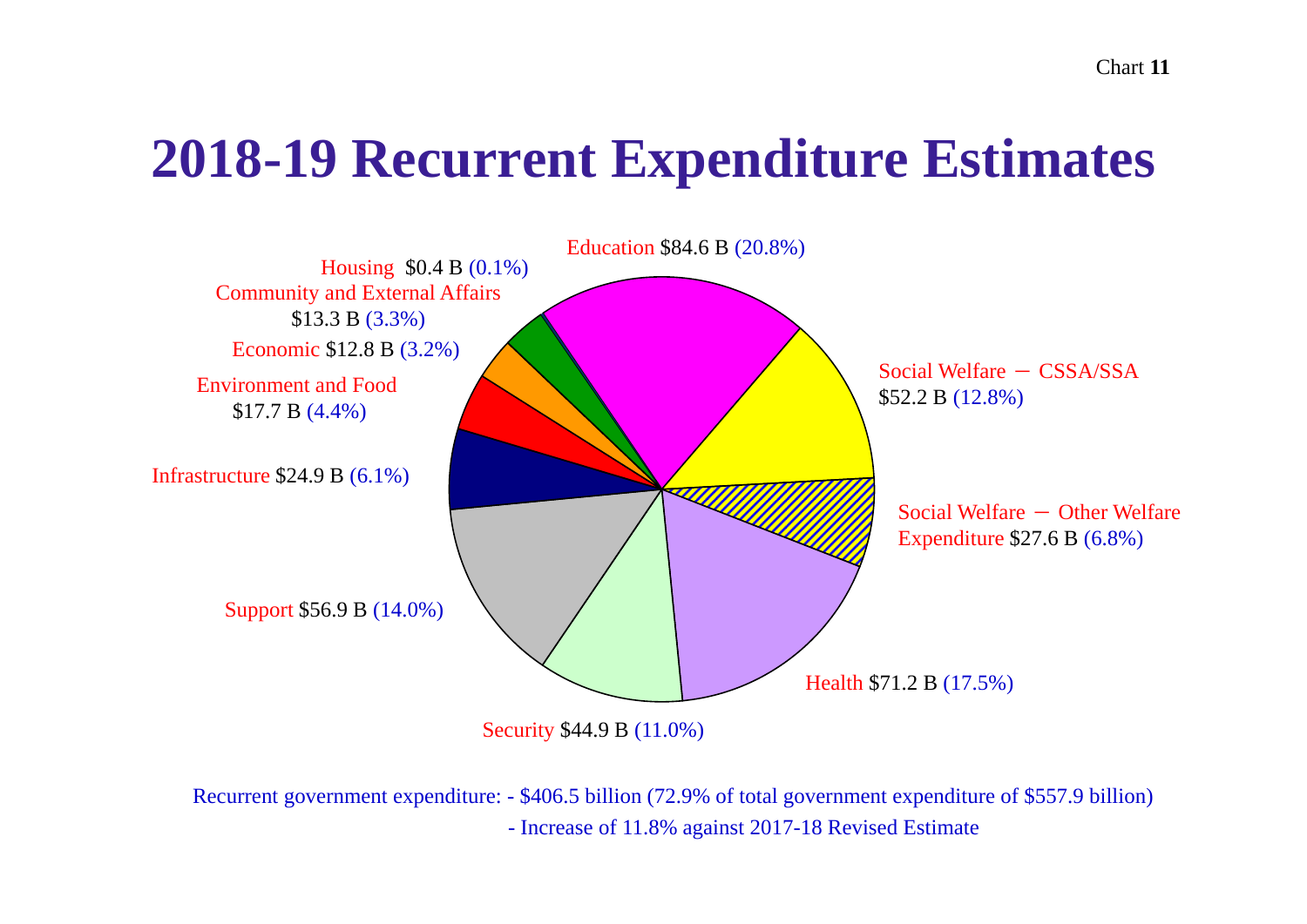Chart **11**

# 2018-19 Recurrent Expenditure Estimates

Education $84.6 B (20.8%)

Housing $0.4 B (0.1%)

Community and External Affairs $13.3 B (3.3%)

Economic $12.8 B (3.2%)

Environment and Food $17.7 B (4.4%)

Infrastructure $24.9 B (6.1%)

Support $56.9 B (14.0%)

Security $44.9 B (11.0%)

Health $71.2 B (17.5%)

Social Welfare – CSSA/SSA $52.2 B (12.8%)

Social Welfare – Other Welfare Expenditure $27.6 B (6.8%)

Recurrent government expenditure: - $406.5 billion (72.9% of total government expenditure of $557.9 billion)

- Increase of 11.8% against 2017-18 Revised Estimate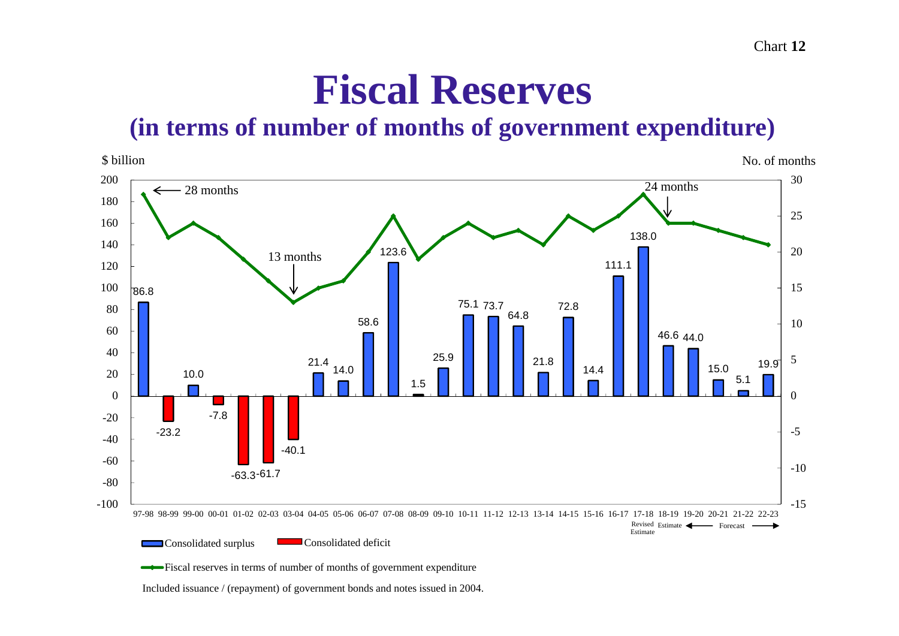Chart **12**

# Fiscal Reserves

## (in terms of number of months of government expenditure)

| Year | Consolidated surplus / (deficit) ($ billion) |
|---|---|
| 97-98 | 86.8 |
| 98-99 | -23.2 |
| 99-00 | 10.0 |
| 00-01 | -7.8 |
| 01-02 | -63.3 |
| 02-03 | -61.7 |
| 03-04 | -40.1 |
| 04-05 | 21.4 |
| 05-06 | 14.0 |
| 06-07 | 58.6 |
| 07-08 | 123.6 |
| 08-09 | 1.5 |
| 09-10 | 25.9 |
| 10-11 | 75.1 |
| 11-12 | 73.7 |
| 12-13 | 64.8 |
| 13-14 | 21.8 |
| 14-15 | 72.8 |
| 15-16 | 14.4 |
| 16-17 | 111.1 |
| 17-18 (Revised Estimate) | 138.0 |
| 18-19 (Estimate) | 46.6 |
| 19-20 (Forecast) | 44.0 |
| 20-21 (Forecast) | 15.0 |
| 21-22 (Forecast) | 5.1 |
| 22-23 (Forecast) | 19.9 |

Annotations: 28 months (97-98); 13 months (03-04); 24 months (18-19)

Consolidated surplus; Consolidated deficit

Fiscal reserves in terms of number of months of government expenditure

Included issuance / (repayment) of government bonds and notes issued in 2004.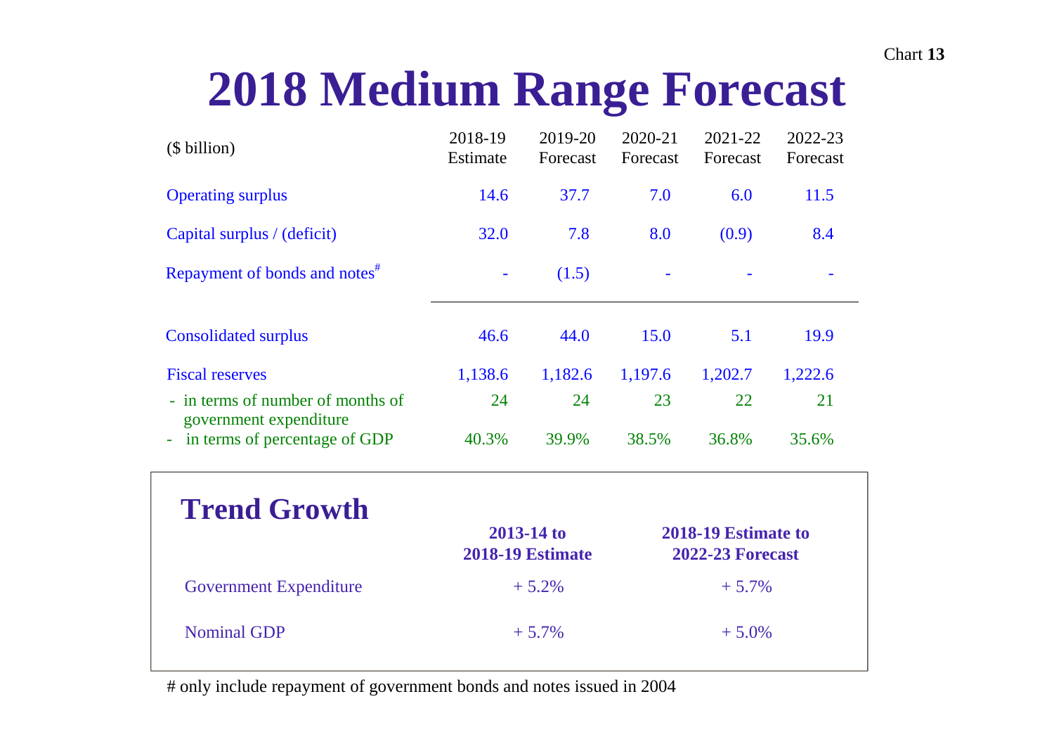Chart **13**

# 2018 Medium Range Forecast

| ($ billion) | 2018-19 Estimate | 2019-20 Forecast | 2020-21 Forecast | 2021-22 Forecast | 2022-23 Forecast |
|---|---|---|---|---|---|
| Operating surplus | 14.6 | 37.7 | 7.0 | 6.0 | 11.5 |
| Capital surplus / (deficit) | 32.0 | 7.8 | 8.0 | (0.9) | 8.4 |
| Repayment of bonds and notes# | - | (1.5) | - | - | - |
| Consolidated surplus | 46.6 | 44.0 | 15.0 | 5.1 | 19.9 |
| Fiscal reserves | 1,138.6 | 1,182.6 | 1,197.6 | 1,202.7 | 1,222.6 |
| - in terms of number of months of government expenditure | 24 | 24 | 23 | 22 | 21 |
| - in terms of percentage of GDP | 40.3% | 39.9% | 38.5% | 36.8% | 35.6% |

## Trend Growth

| | **2013-14 to 2018-19 Estimate** | **2018-19 Estimate to 2022-23 Forecast** |
|---|---|---|
| Government Expenditure | + 5.2% | + 5.7% |
| Nominal GDP | + 5.7% | + 5.0% |

# only include repayment of government bonds and notes issued in 2004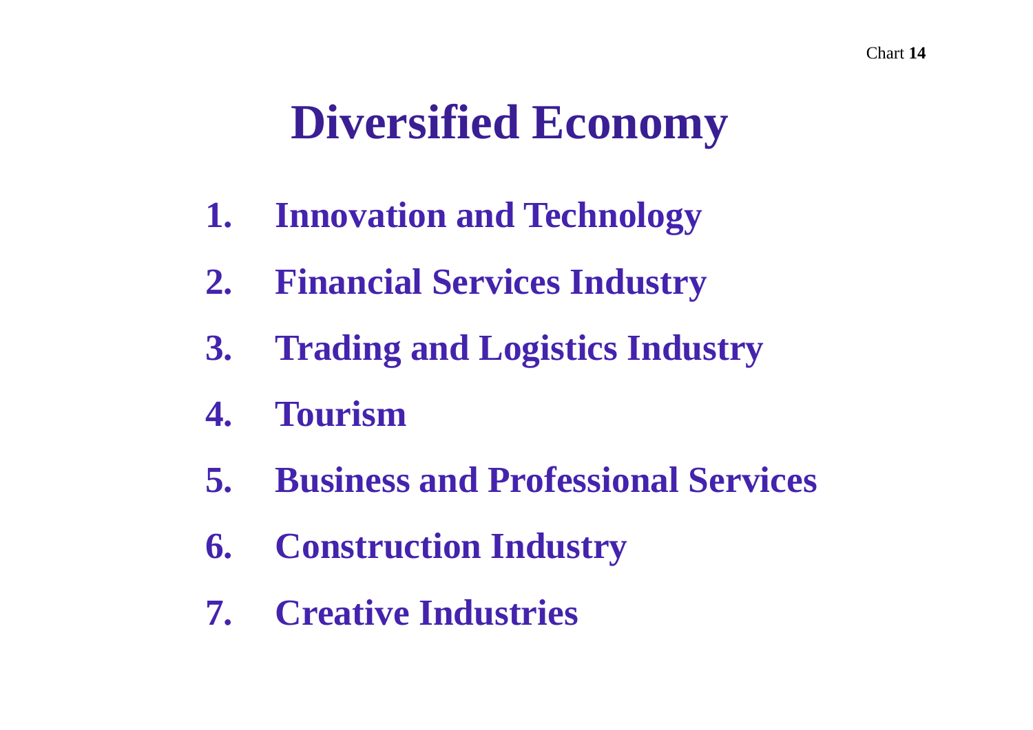Chart **14**

# Diversified Economy

1. Innovation and Technology
2. Financial Services Industry
3. Trading and Logistics Industry
4. Tourism
5. Business and Professional Services
6. Construction Industry
7. Creative Industries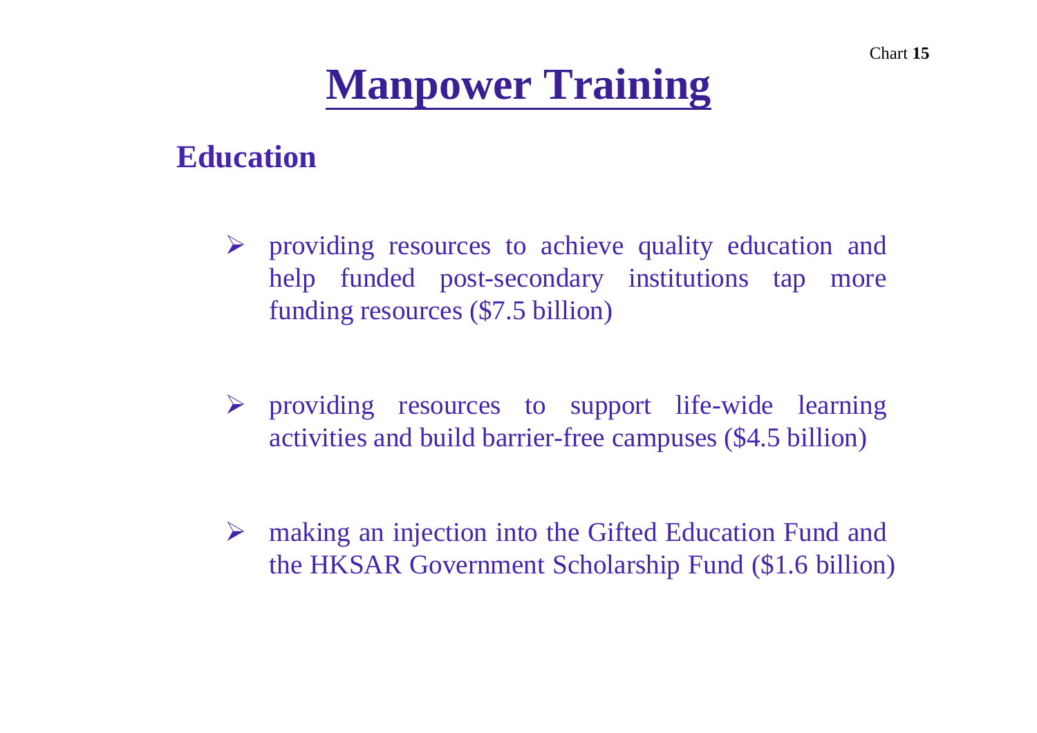# Manpower Training

## Education

- providing resources to achieve quality education and help funded post-secondary institutions tap more funding resources ($7.5 billion)

- providing resources to support life-wide learning activities and build barrier-free campuses ($4.5 billion)

- making an injection into the Gifted Education Fund and the HKSAR Government Scholarship Fund ($1.6 billion)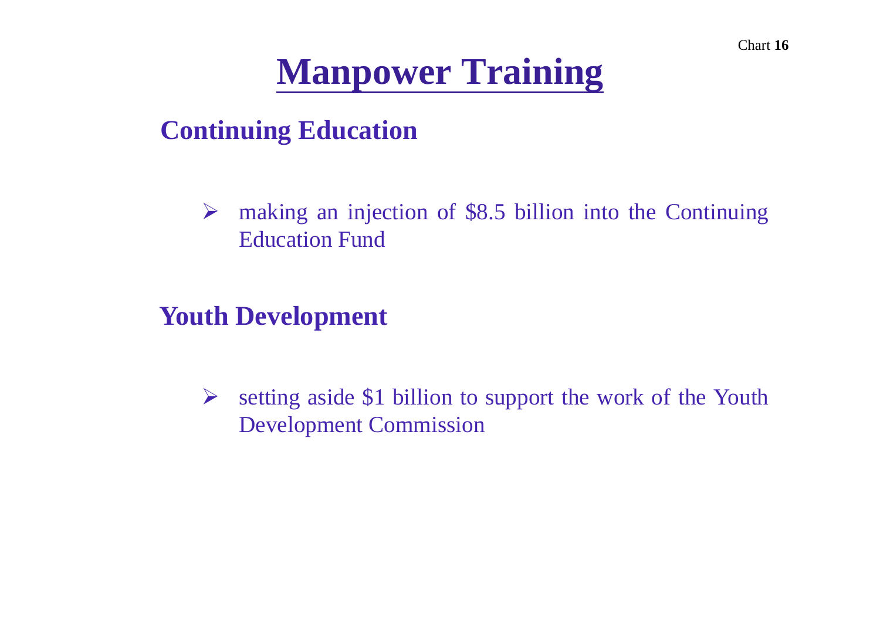# Manpower Training

## Continuing Education

- making an injection of $8.5 billion into the Continuing Education Fund

## Youth Development

- setting aside $1 billion to support the work of the Youth Development Commission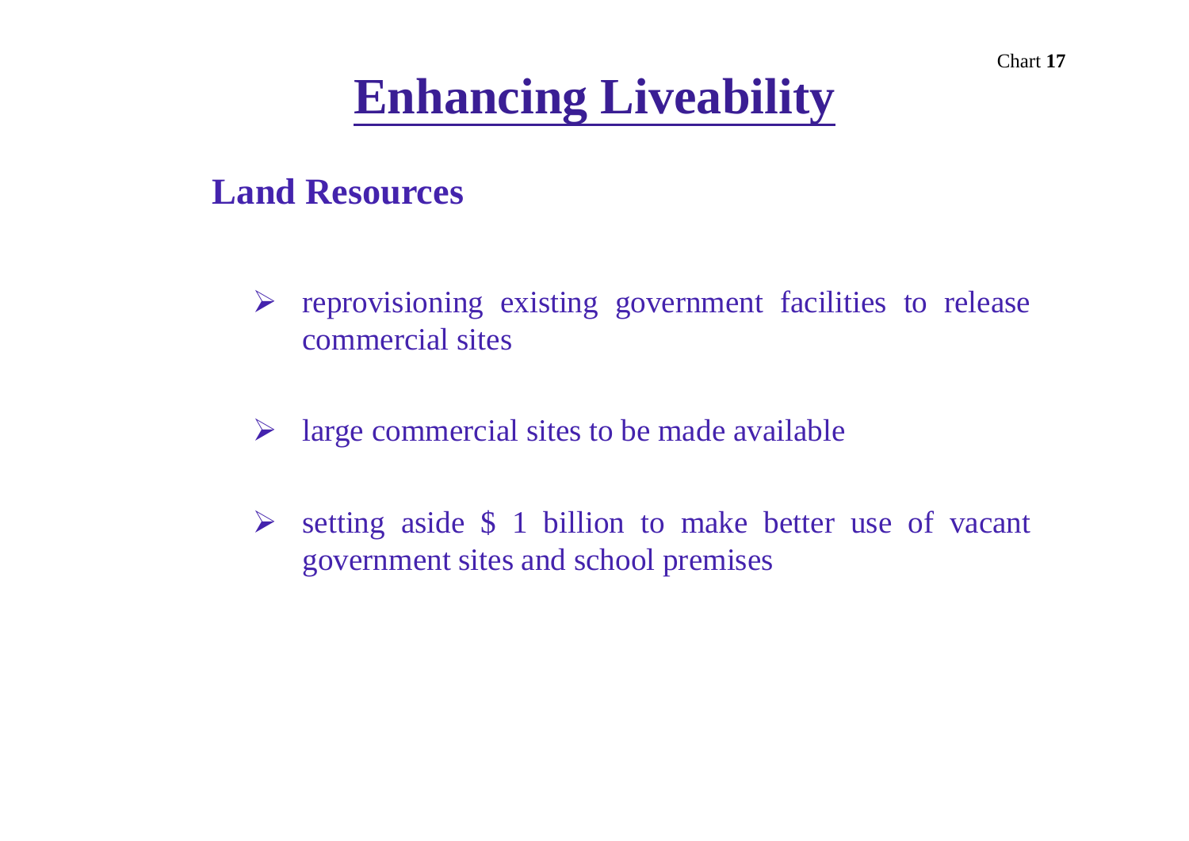# Enhancing Liveability

## Land Resources

- reprovisioning existing government facilities to release commercial sites
- large commercial sites to be made available
- setting aside $ 1 billion to make better use of vacant government sites and school premises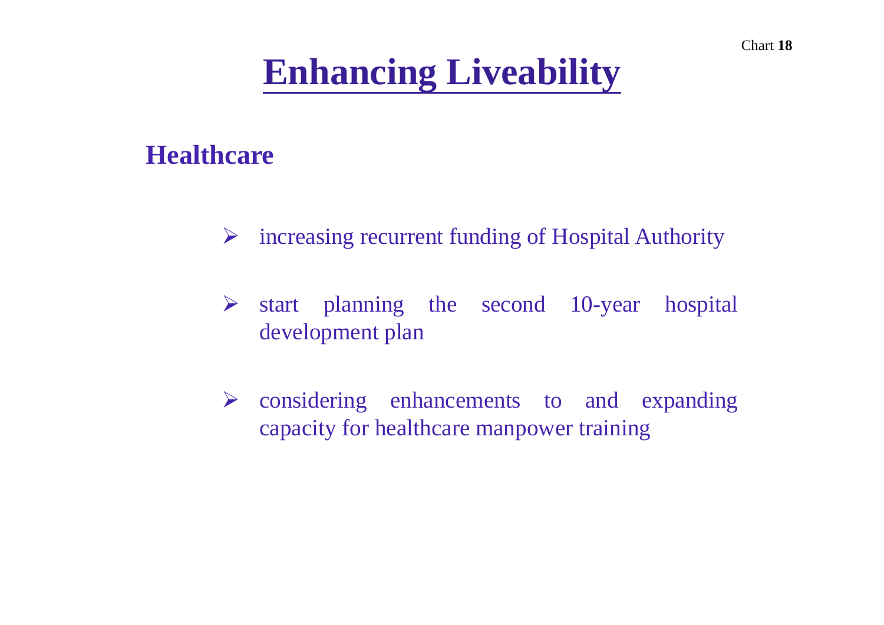# Enhancing Liveability

## Healthcare

- increasing recurrent funding of Hospital Authority
- start planning the second 10-year hospital development plan
- considering enhancements to and expanding capacity for healthcare manpower training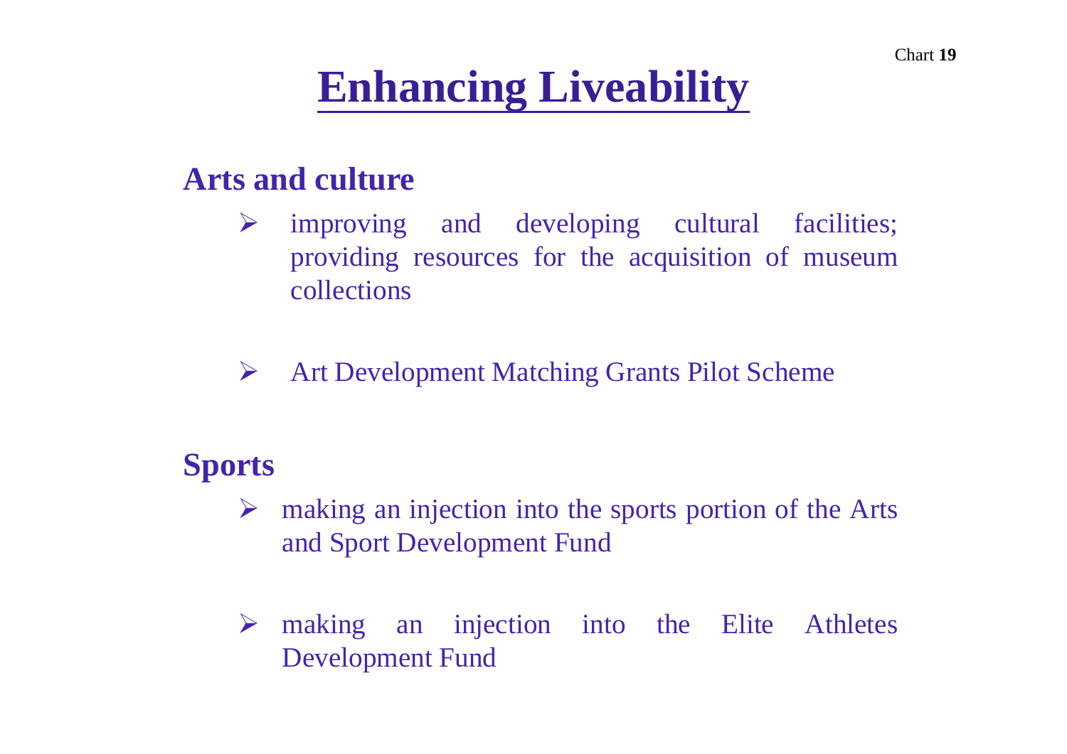# Enhancing Liveability

## Arts and culture

- improving and developing cultural facilities; providing resources for the acquisition of museum collections

- Art Development Matching Grants Pilot Scheme

## Sports

- making an injection into the sports portion of the Arts and Sport Development Fund

- making an injection into the Elite Athletes Development Fund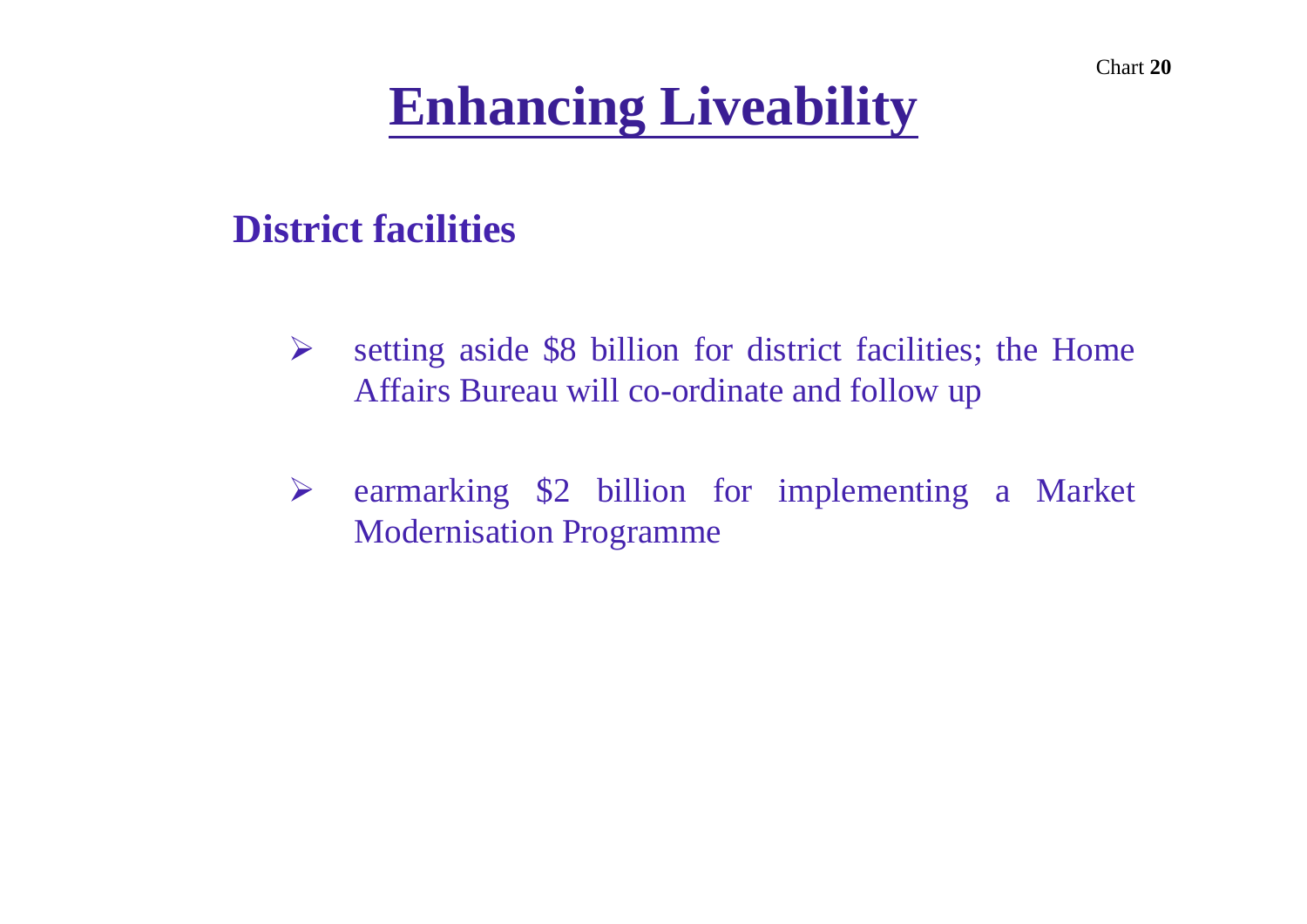Chart **20**

# Enhancing Liveability

## District facilities

- setting aside $8 billion for district facilities; the Home Affairs Bureau will co-ordinate and follow up

- earmarking $2 billion for implementing a Market Modernisation Programme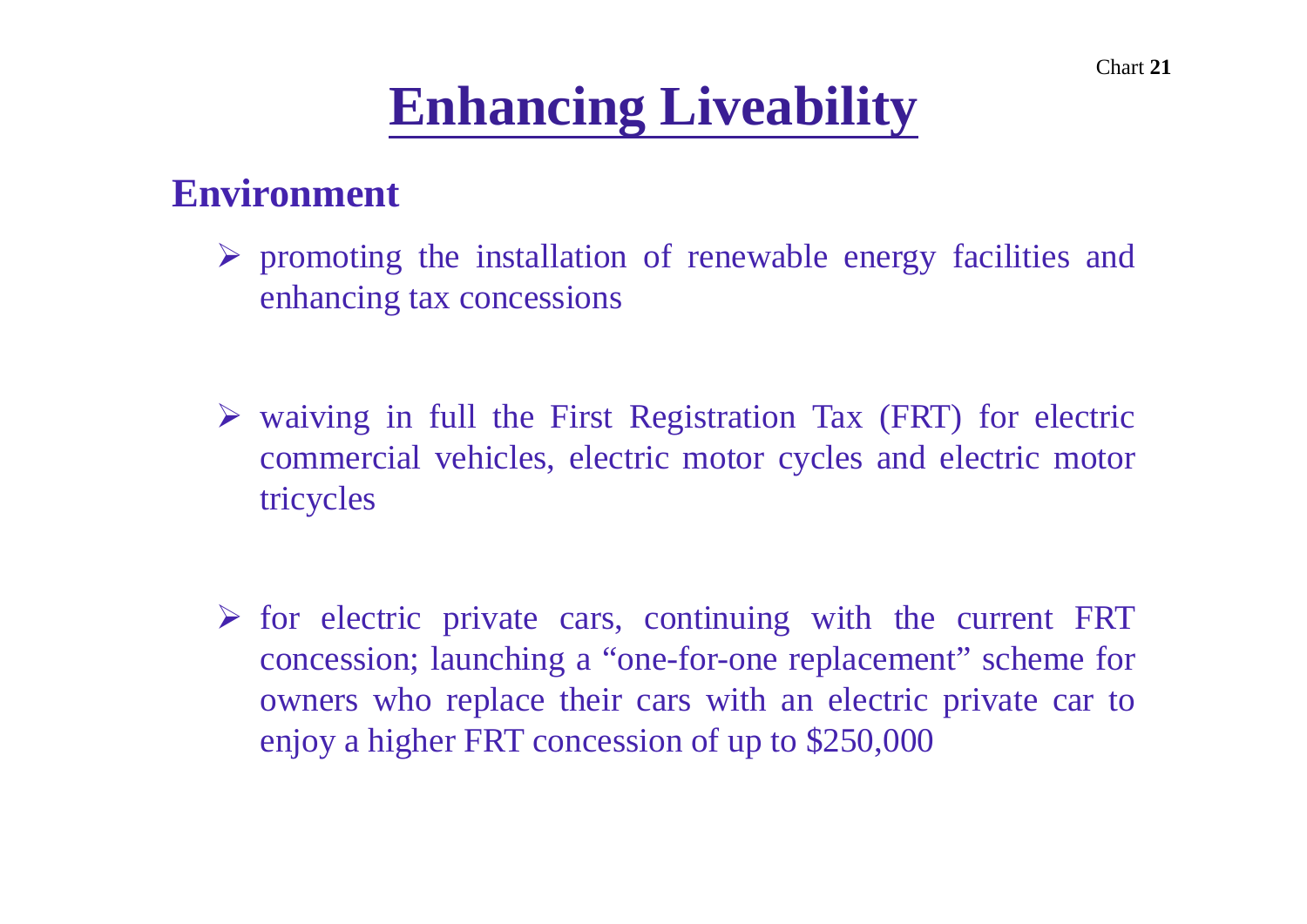# Enhancing Liveability

## Environment

- promoting the installation of renewable energy facilities and enhancing tax concessions

- waiving in full the First Registration Tax (FRT) for electric commercial vehicles, electric motor cycles and electric motor tricycles

- for electric private cars, continuing with the current FRT concession; launching a “one-for-one replacement” scheme for owners who replace their cars with an electric private car to enjoy a higher FRT concession of up to $250,000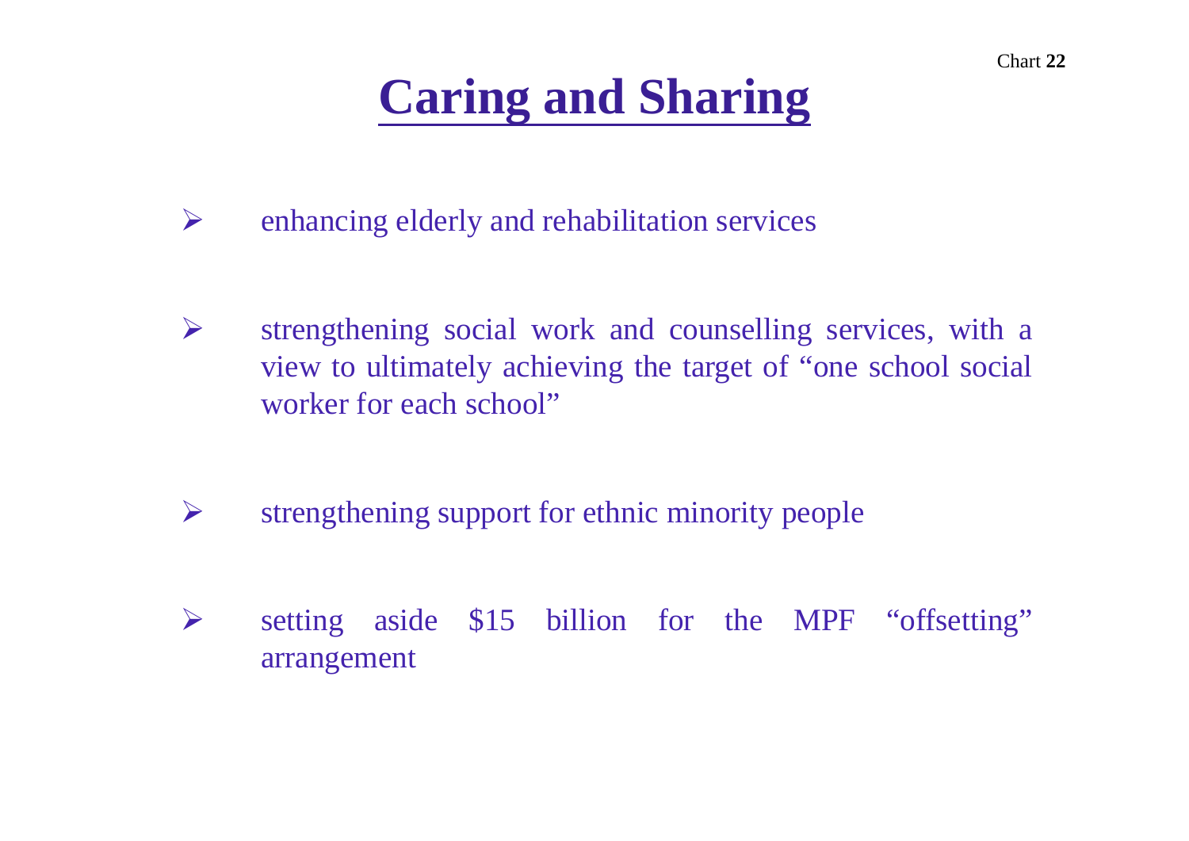Chart **22**

# Caring and Sharing

- enhancing elderly and rehabilitation services

- strengthening social work and counselling services, with a view to ultimately achieving the target of “one school social worker for each school”

- strengthening support for ethnic minority people

- setting aside $15 billion for the MPF “offsetting” arrangement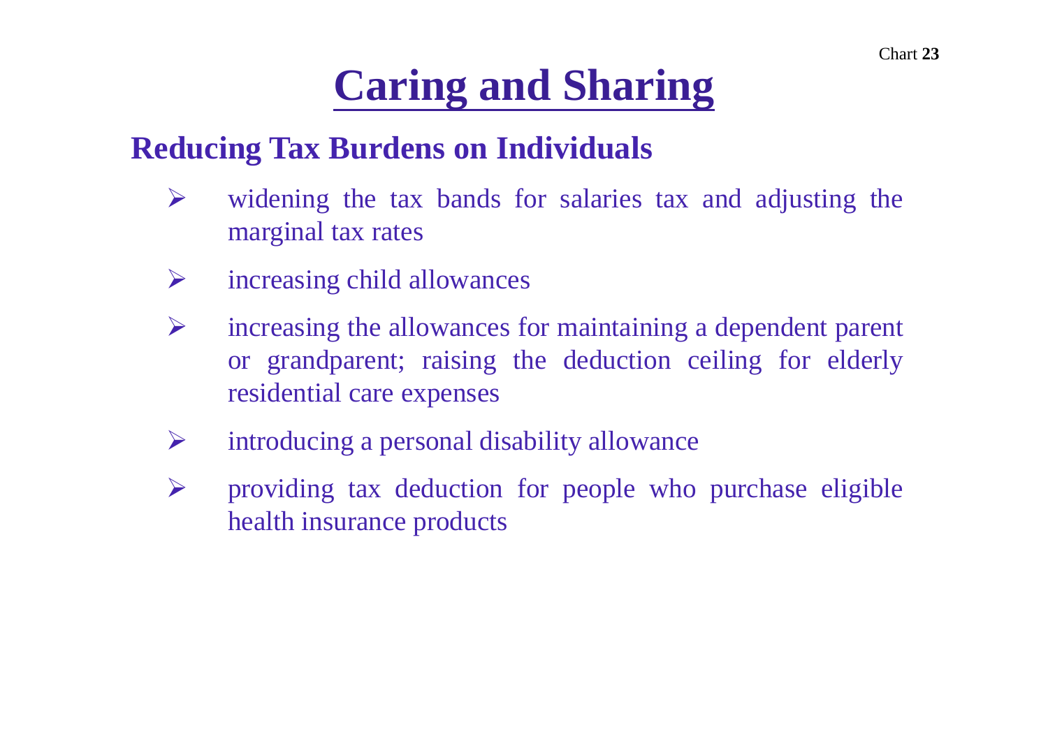# Caring and Sharing

## Reducing Tax Burdens on Individuals

- widening the tax bands for salaries tax and adjusting the marginal tax rates
- increasing child allowances
- increasing the allowances for maintaining a dependent parent or grandparent; raising the deduction ceiling for elderly residential care expenses
- introducing a personal disability allowance
- providing tax deduction for people who purchase eligible health insurance products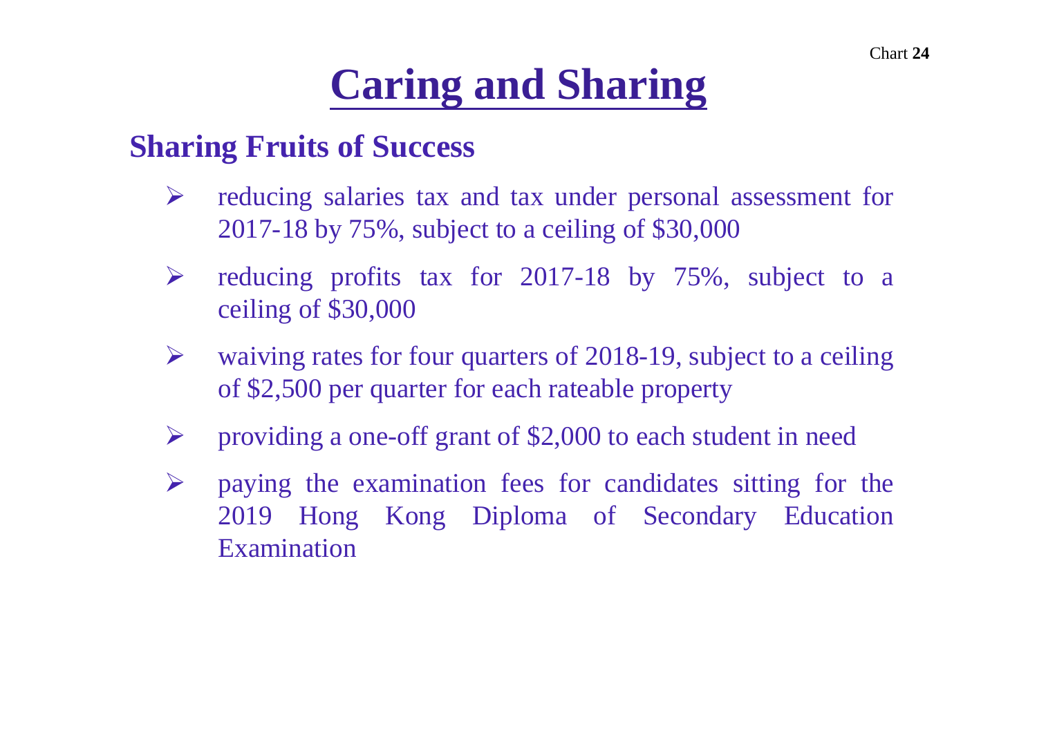# Caring and Sharing

## Sharing Fruits of Success

- reducing salaries tax and tax under personal assessment for 2017-18 by 75%, subject to a ceiling of $30,000
- reducing profits tax for 2017-18 by 75%, subject to a ceiling of $30,000
- waiving rates for four quarters of 2018-19, subject to a ceiling of $2,500 per quarter for each rateable property
- providing a one-off grant of $2,000 to each student in need
- paying the examination fees for candidates sitting for the 2019 Hong Kong Diploma of Secondary Education Examination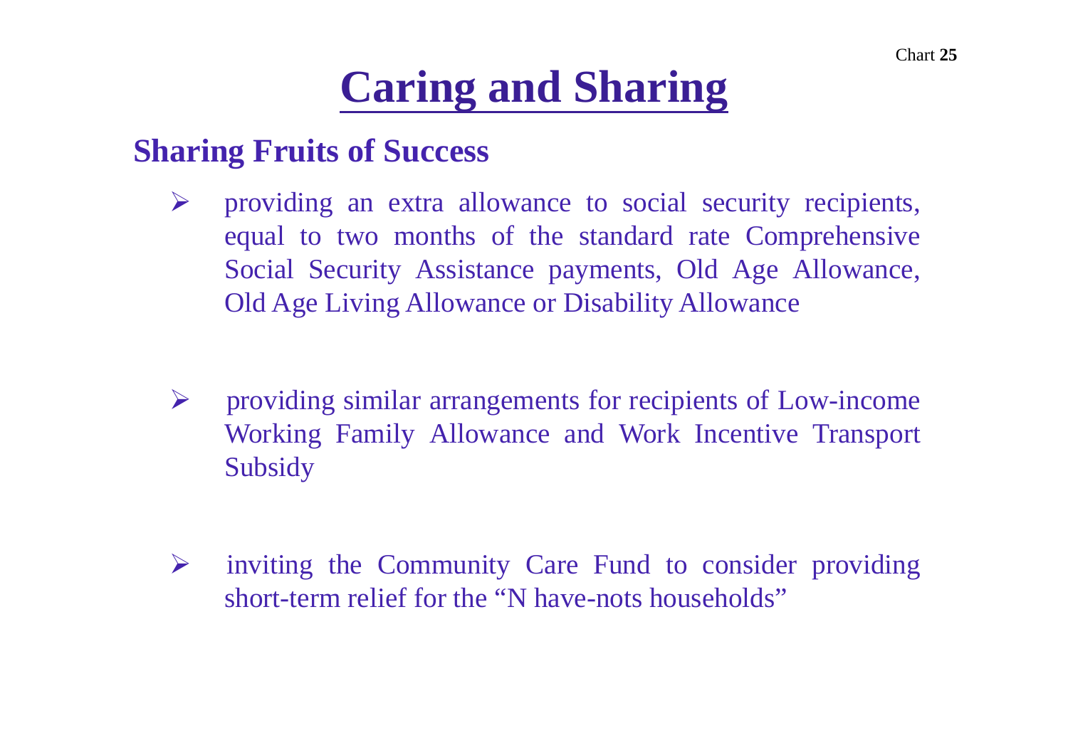# Caring and Sharing

## Sharing Fruits of Success

- providing an extra allowance to social security recipients, equal to two months of the standard rate Comprehensive Social Security Assistance payments, Old Age Allowance, Old Age Living Allowance or Disability Allowance

- providing similar arrangements for recipients of Low-income Working Family Allowance and Work Incentive Transport Subsidy

- inviting the Community Care Fund to consider providing short-term relief for the “N have-nots households”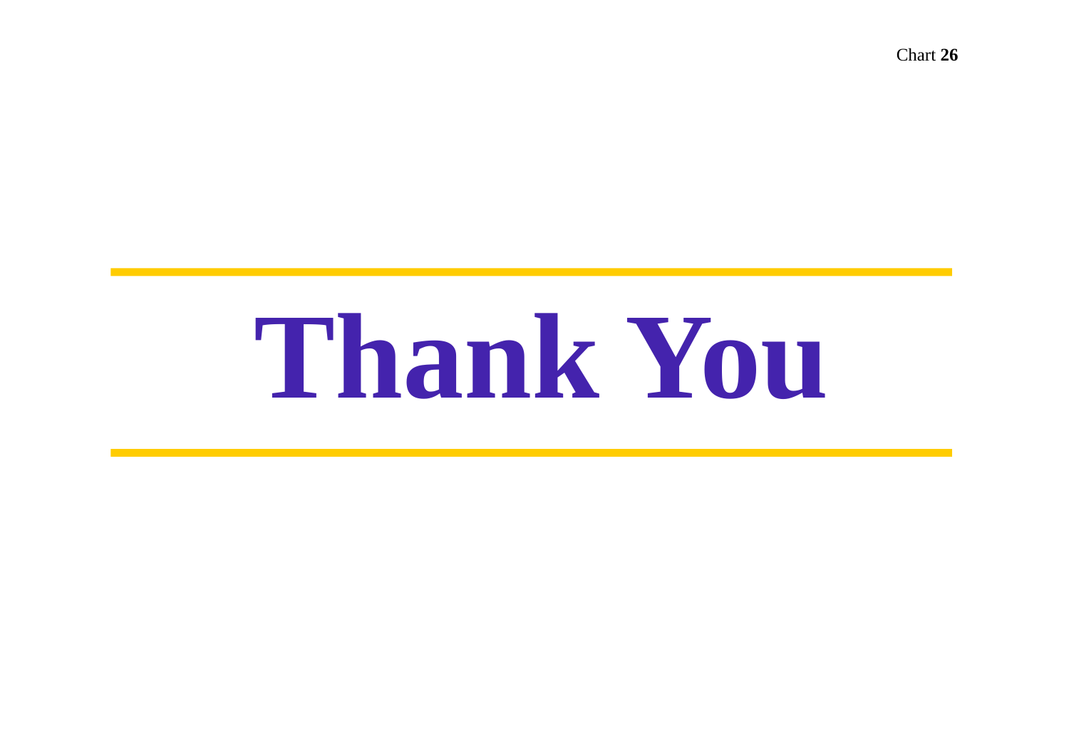# Thank You